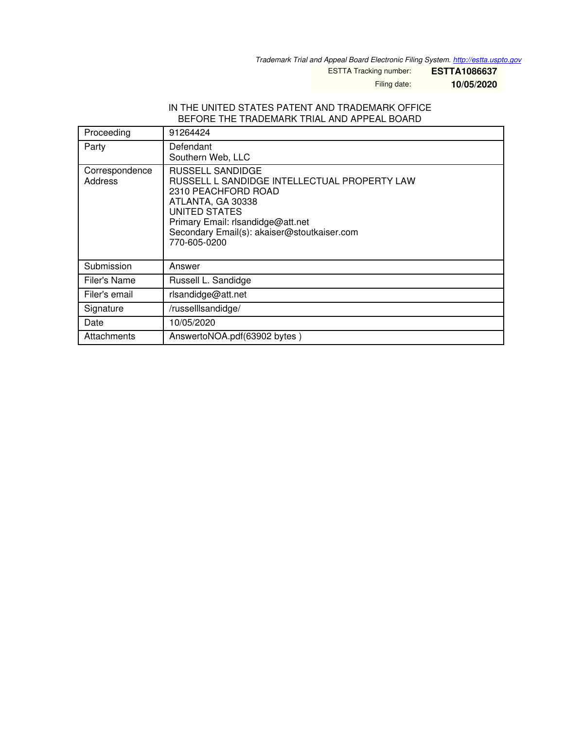*Trademark Trial and Appeal Board Electronic Filing System. http://estta.uspto.gov*

ESTTA Tracking number: **ESTTA1086637**

Filing date: **10/05/2020**

IN THE UNITED STATES PATENT AND TRADEMARK OFFICE
BEFORE THE TRADEMARK TRIAL AND APPEAL BOARD

| Proceeding | 91264424 |
|---|---|
| Party | Defendant<br>Southern Web, LLC |
| Correspondence Address | RUSSELL SANDIDGE<br>RUSSELL L SANDIDGE INTELLECTUAL PROPERTY LAW<br>2310 PEACHFORD ROAD<br>ATLANTA, GA 30338<br>UNITED STATES<br>Primary Email: rlsandidge@att.net<br>Secondary Email(s): akaiser@stoutkaiser.com<br>770-605-0200 |
| Submission | Answer |
| Filer's Name | Russell L. Sandidge |
| Filer's email | rlsandidge@att.net |
| Signature | /russelllsandidge/ |
| Date | 10/05/2020 |
| Attachments | AnswertoNOA.pdf(63902 bytes ) |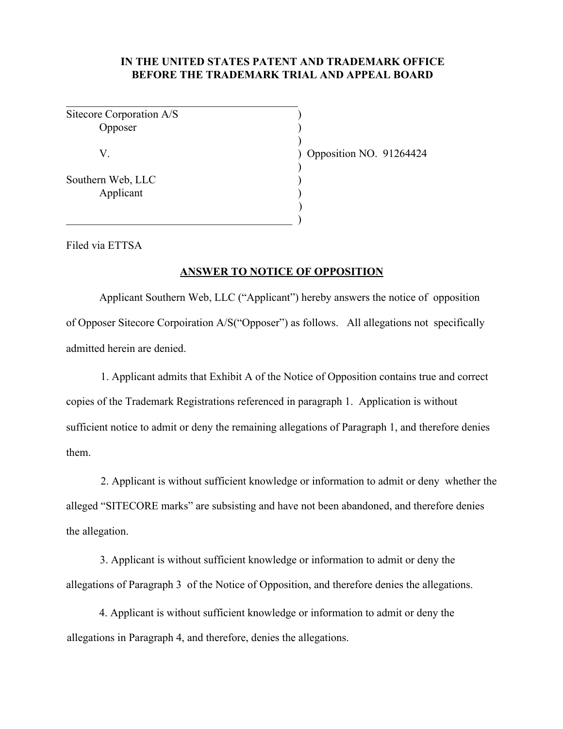**IN THE UNITED STATES PATENT AND TRADEMARK OFFICE**
**BEFORE THE TRADEMARK TRIAL AND APPEAL BOARD**

| | |
|---|---|
| Sitecore Corporation A/S<br>Opposer<br><br>V.<br><br>Southern Web, LLC<br>Applicant | Opposition NO. 91264424 |

Filed via ETTSA

## ANSWER TO NOTICE OF OPPOSITION

Applicant Southern Web, LLC ("Applicant") hereby answers the notice of opposition of Opposer Sitecore Corpoiration A/S("Opposer") as follows. All allegations not specifically admitted herein are denied.

1. Applicant admits that Exhibit A of the Notice of Opposition contains true and correct copies of the Trademark Registrations referenced in paragraph 1. Application is without sufficient notice to admit or deny the remaining allegations of Paragraph 1, and therefore denies them.

2. Applicant is without sufficient knowledge or information to admit or deny whether the alleged "SITECORE marks" are subsisting and have not been abandoned, and therefore denies the allegation.

3. Applicant is without sufficient knowledge or information to admit or deny the allegations of Paragraph 3 of the Notice of Opposition, and therefore denies the allegations.

4. Applicant is without sufficient knowledge or information to admit or deny the allegations in Paragraph 4, and therefore, denies the allegations.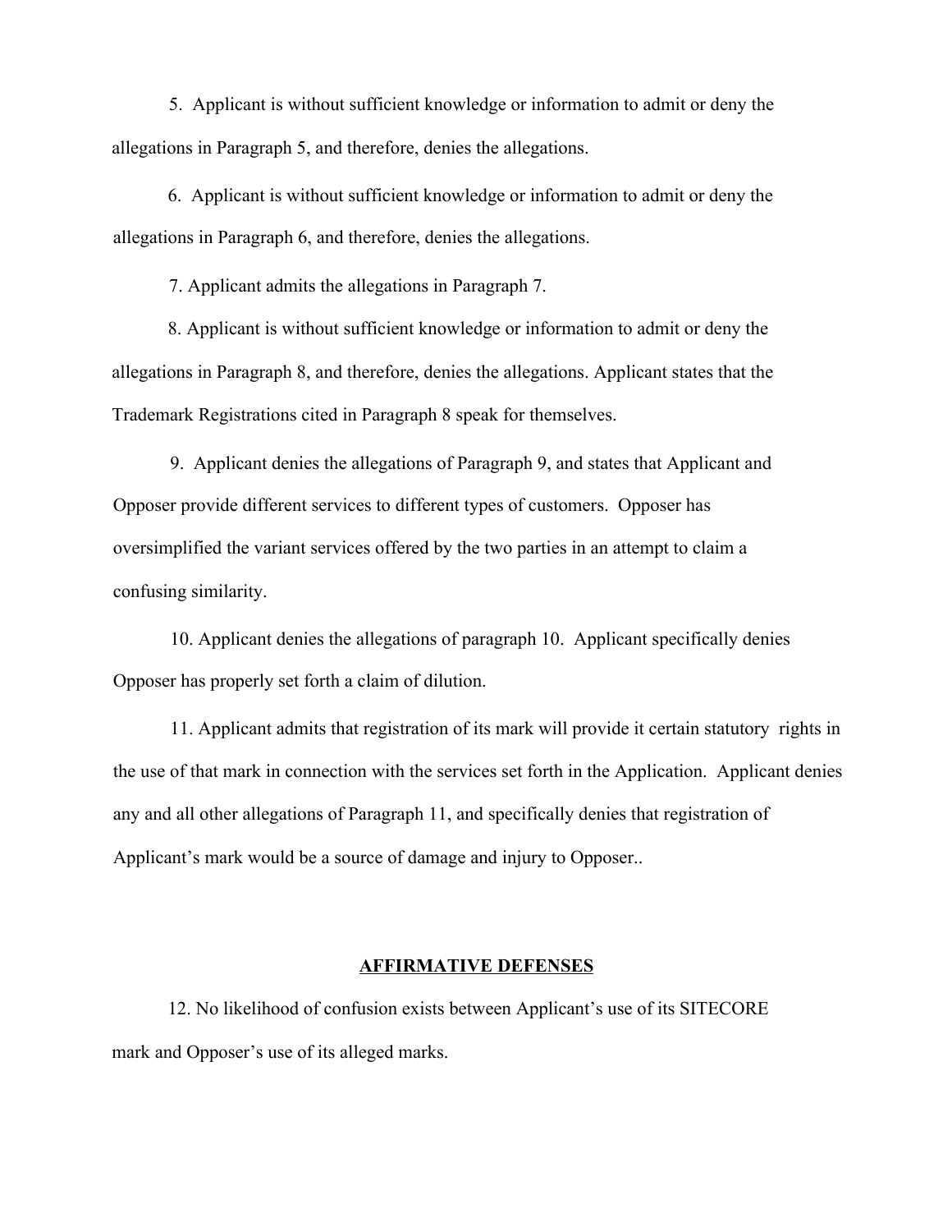5. Applicant is without sufficient knowledge or information to admit or deny the allegations in Paragraph 5, and therefore, denies the allegations.

6. Applicant is without sufficient knowledge or information to admit or deny the allegations in Paragraph 6, and therefore, denies the allegations.

7. Applicant admits the allegations in Paragraph 7.

8. Applicant is without sufficient knowledge or information to admit or deny the allegations in Paragraph 8, and therefore, denies the allegations. Applicant states that the Trademark Registrations cited in Paragraph 8 speak for themselves.

9. Applicant denies the allegations of Paragraph 9, and states that Applicant and Opposer provide different services to different types of customers. Opposer has oversimplified the variant services offered by the two parties in an attempt to claim a confusing similarity.

10. Applicant denies the allegations of paragraph 10. Applicant specifically denies Opposer has properly set forth a claim of dilution.

11. Applicant admits that registration of its mark will provide it certain statutory rights in the use of that mark in connection with the services set forth in the Application. Applicant denies any and all other allegations of Paragraph 11, and specifically denies that registration of Applicant's mark would be a source of damage and injury to Opposer..

**AFFIRMATIVE DEFENSES**

12. No likelihood of confusion exists between Applicant's use of its SITECORE mark and Opposer's use of its alleged marks.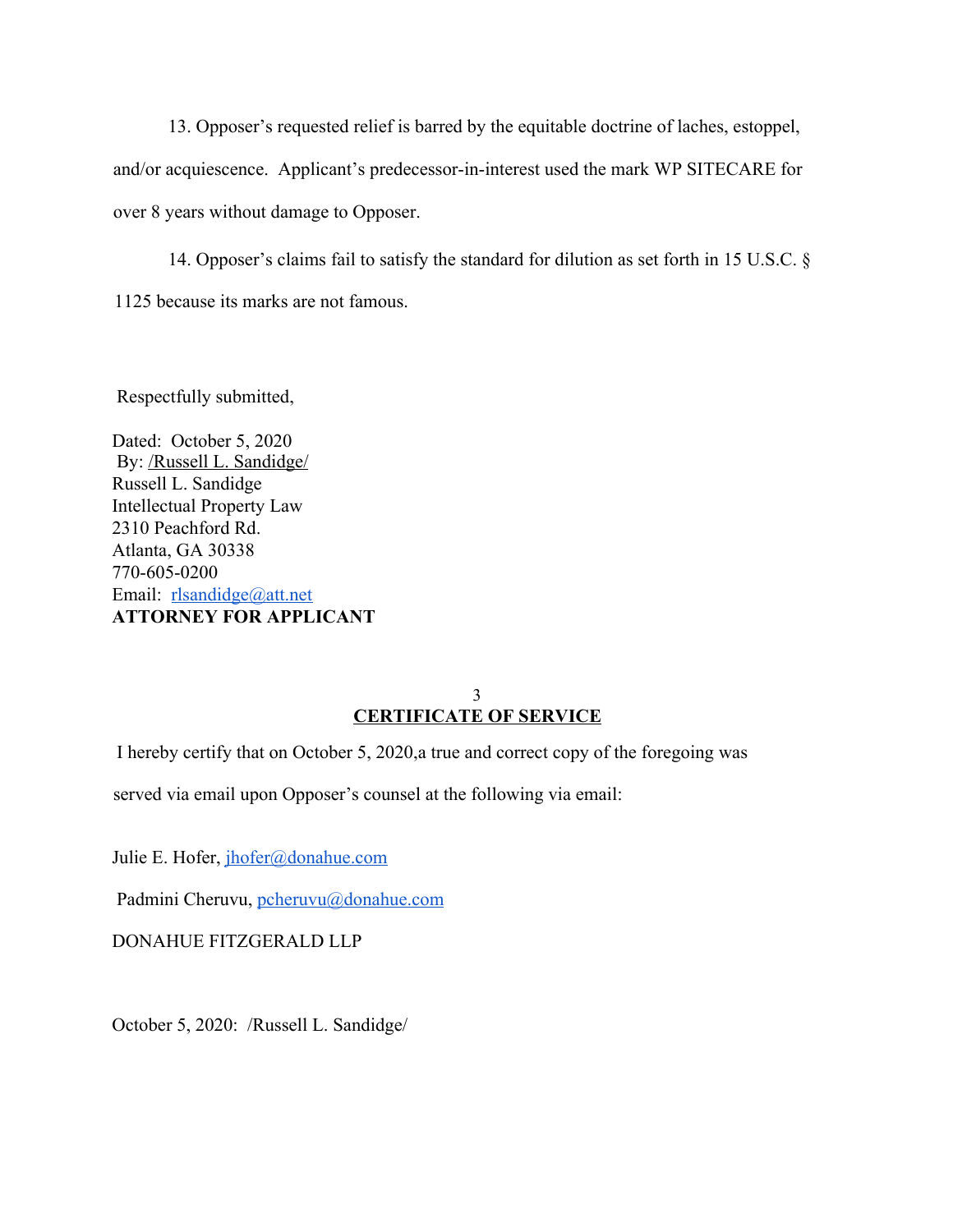13. Opposer's requested relief is barred by the equitable doctrine of laches, estoppel, and/or acquiescence. Applicant's predecessor-in-interest used the mark WP SITECARE for over 8 years without damage to Opposer.

14. Opposer's claims fail to satisfy the standard for dilution as set forth in 15 U.S.C. § 1125 because its marks are not famous.

Respectfully submitted,

Dated: October 5, 2020
By: /Russell L. Sandidge/
Russell L. Sandidge
Intellectual Property Law
2310 Peachford Rd.
Atlanta, GA 30338
770-605-0200
Email: rlsandidge@att.net
**ATTORNEY FOR APPLICANT**

## CERTIFICATE OF SERVICE

I hereby certify that on October 5, 2020,a true and correct copy of the foregoing was served via email upon Opposer's counsel at the following via email:

Julie E. Hofer, jhofer@donahue.com

Padmini Cheruvu, pcheruvu@donahue.com

DONAHUE FITZGERALD LLP

October 5, 2020: /Russell L. Sandidge/